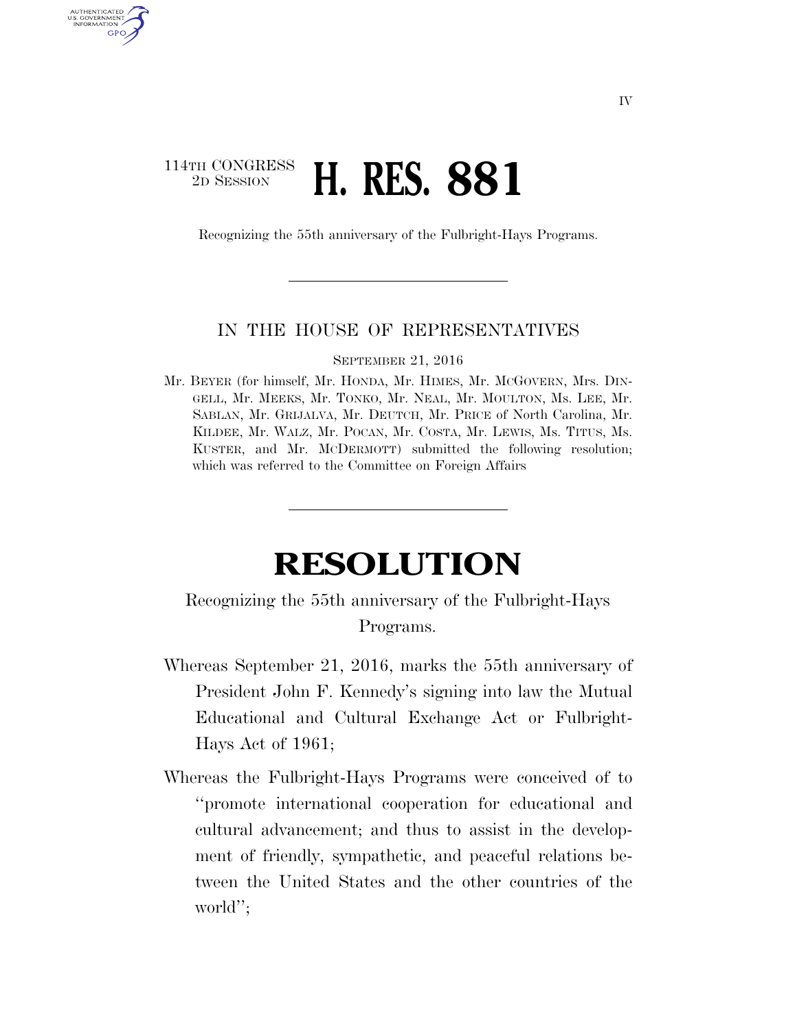114TH CONGRESS
2D SESSION

# H. RES. 881

Recognizing the 55th anniversary of the Fulbright-Hays Programs.

---

IN THE HOUSE OF REPRESENTATIVES

SEPTEMBER 21, 2016

Mr. BEYER (for himself, Mr. HONDA, Mr. HIMES, Mr. MCGOVERN, Mrs. DINGELL, Mr. MEEKS, Mr. TONKO, Mr. NEAL, Mr. MOULTON, Ms. LEE, Mr. SABLAN, Mr. GRIJALVA, Mr. DEUTCH, Mr. PRICE of North Carolina, Mr. KILDEE, Mr. WALZ, Mr. POCAN, Mr. COSTA, Mr. LEWIS, Ms. TITUS, Ms. KUSTER, and Mr. MCDERMOTT) submitted the following resolution; which was referred to the Committee on Foreign Affairs

---

# RESOLUTION

Recognizing the 55th anniversary of the Fulbright-Hays Programs.

Whereas September 21, 2016, marks the 55th anniversary of President John F. Kennedy's signing into law the Mutual Educational and Cultural Exchange Act or Fulbright-Hays Act of 1961;

Whereas the Fulbright-Hays Programs were conceived of to "promote international cooperation for educational and cultural advancement; and thus to assist in the development of friendly, sympathetic, and peaceful relations between the United States and the other countries of the world";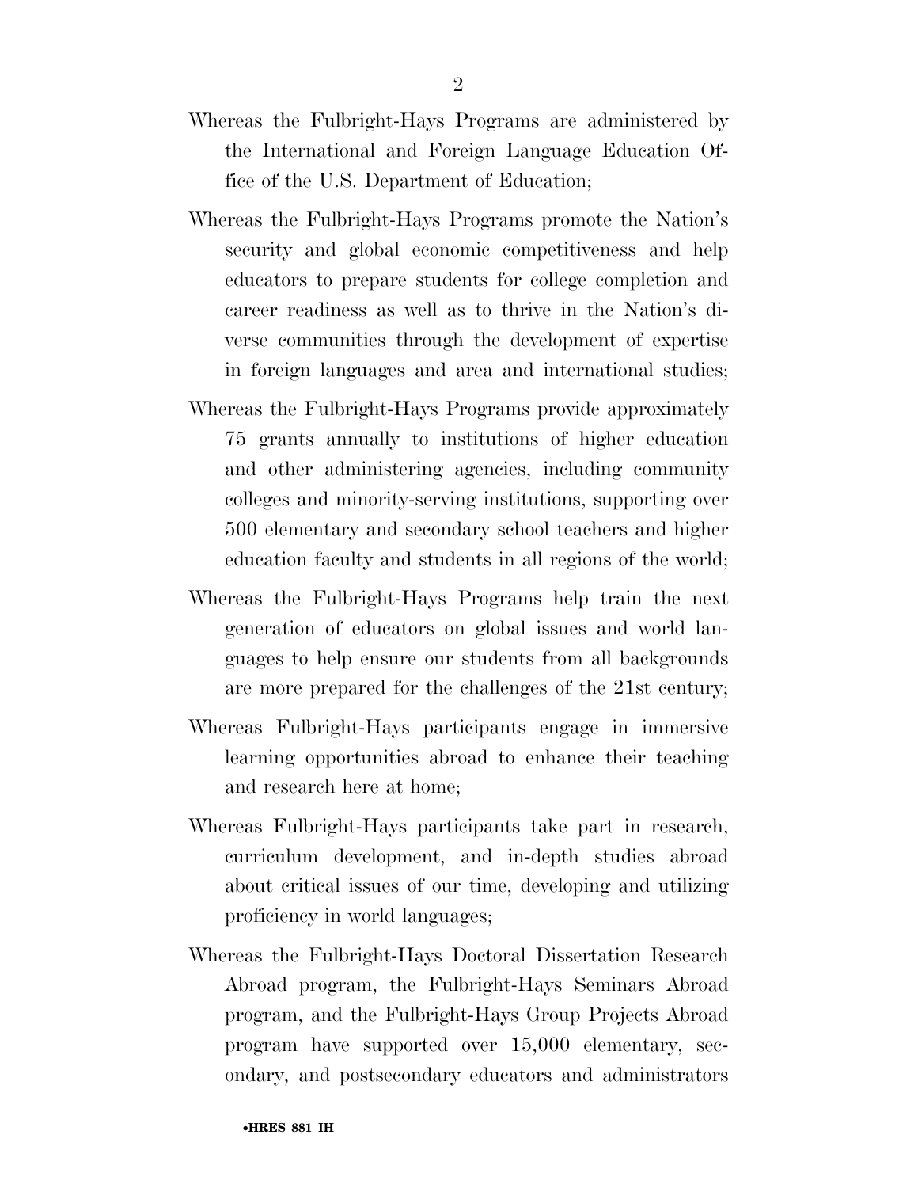Whereas the Fulbright-Hays Programs are administered by the International and Foreign Language Education Office of the U.S. Department of Education;

Whereas the Fulbright-Hays Programs promote the Nation's security and global economic competitiveness and help educators to prepare students for college completion and career readiness as well as to thrive in the Nation's diverse communities through the development of expertise in foreign languages and area and international studies;

Whereas the Fulbright-Hays Programs provide approximately 75 grants annually to institutions of higher education and other administering agencies, including community colleges and minority-serving institutions, supporting over 500 elementary and secondary school teachers and higher education faculty and students in all regions of the world;

Whereas the Fulbright-Hays Programs help train the next generation of educators on global issues and world languages to help ensure our students from all backgrounds are more prepared for the challenges of the 21st century;

Whereas Fulbright-Hays participants engage in immersive learning opportunities abroad to enhance their teaching and research here at home;

Whereas Fulbright-Hays participants take part in research, curriculum development, and in-depth studies abroad about critical issues of our time, developing and utilizing proficiency in world languages;

Whereas the Fulbright-Hays Doctoral Dissertation Research Abroad program, the Fulbright-Hays Seminars Abroad program, and the Fulbright-Hays Group Projects Abroad program have supported over 15,000 elementary, secondary, and postsecondary educators and administrators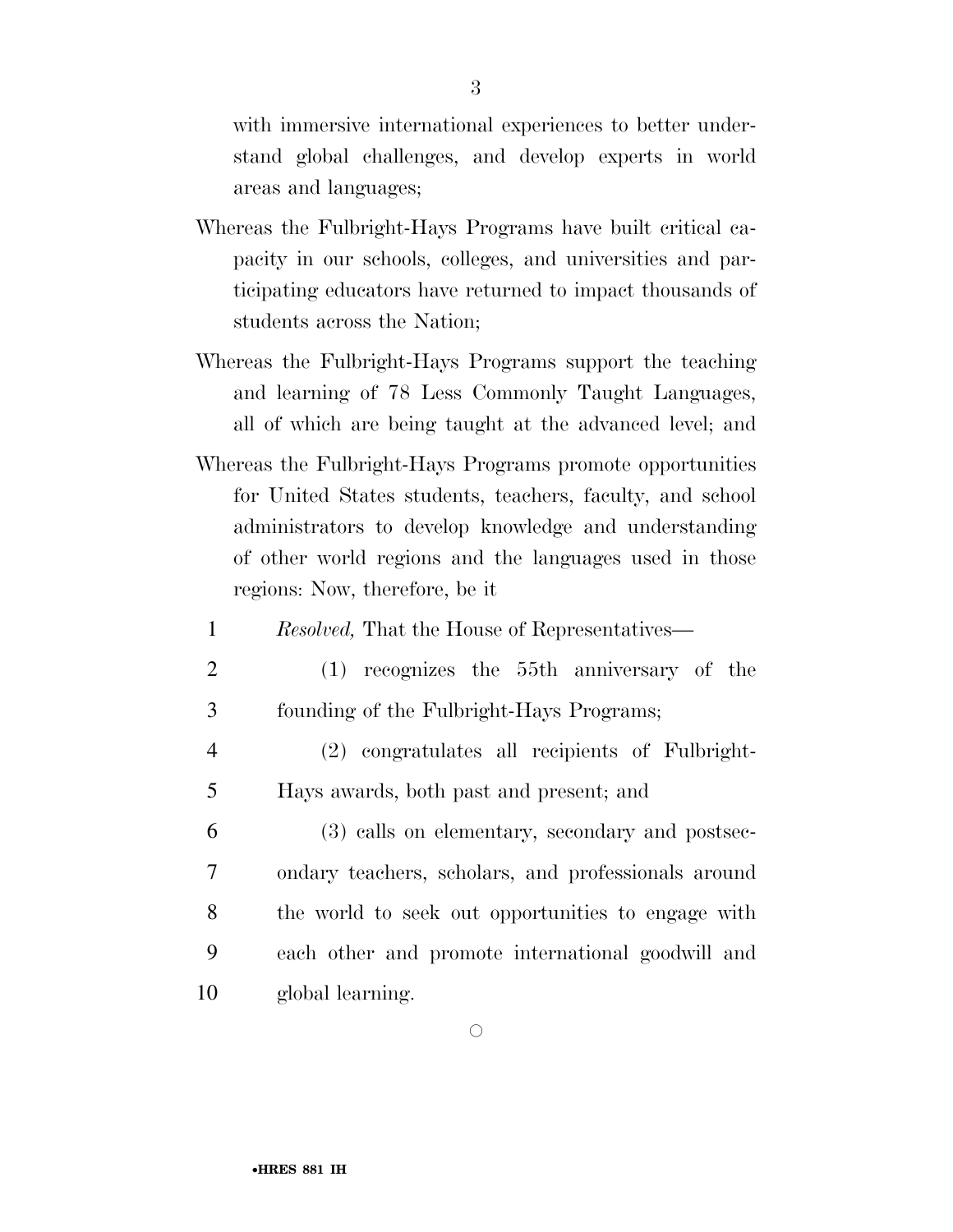with immersive international experiences to better understand global challenges, and develop experts in world areas and languages;

Whereas the Fulbright-Hays Programs have built critical capacity in our schools, colleges, and universities and participating educators have returned to impact thousands of students across the Nation;

Whereas the Fulbright-Hays Programs support the teaching and learning of 78 Less Commonly Taught Languages, all of which are being taught at the advanced level; and

Whereas the Fulbright-Hays Programs promote opportunities for United States students, teachers, faculty, and school administrators to develop knowledge and understanding of other world regions and the languages used in those regions: Now, therefore, be it

*Resolved,* That the House of Representatives—

(1) recognizes the 55th anniversary of the founding of the Fulbright-Hays Programs;

(2) congratulates all recipients of Fulbright-Hays awards, both past and present; and

(3) calls on elementary, secondary and postsecondary teachers, scholars, and professionals around the world to seek out opportunities to engage with each other and promote international goodwill and global learning.

○